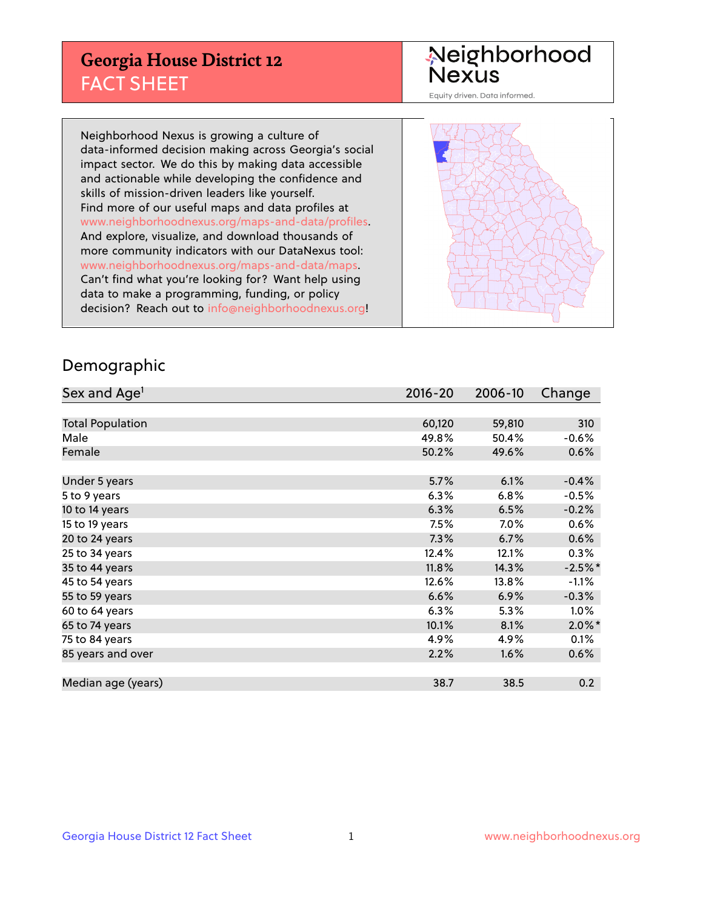# Georgia House District 12
## FACT SHEET

Neighborhood Nexus

Equity driven. Data informed.

Neighborhood Nexus is growing a culture of data-informed decision making across Georgia's social impact sector. We do this by making data accessible and actionable while developing the confidence and skills of mission-driven leaders like yourself. Find more of our useful maps and data profiles at www.neighborhoodnexus.org/maps-and-data/profiles. And explore, visualize, and download thousands of more community indicators with our DataNexus tool: www.neighborhoodnexus.org/maps-and-data/maps. Can't find what you're looking for? Want help using data to make a programming, funding, or policy decision? Reach out to info@neighborhoodnexus.org!

## Demographic

| Sex and Age[1] | 2016-20 | 2006-10 | Change |
|---|---|---|---|
| Total Population | 60,120 | 59,810 | 310 |
| Male | 49.8% | 50.4% | -0.6% |
| Female | 50.2% | 49.6% | 0.6% |
| | | | |
| Under 5 years | 5.7% | 6.1% | -0.4% |
| 5 to 9 years | 6.3% | 6.8% | -0.5% |
| 10 to 14 years | 6.3% | 6.5% | -0.2% |
| 15 to 19 years | 7.5% | 7.0% | 0.6% |
| 20 to 24 years | 7.3% | 6.7% | 0.6% |
| 25 to 34 years | 12.4% | 12.1% | 0.3% |
| 35 to 44 years | 11.8% | 14.3% | -2.5%* |
| 45 to 54 years | 12.6% | 13.8% | -1.1% |
| 55 to 59 years | 6.6% | 6.9% | -0.3% |
| 60 to 64 years | 6.3% | 5.3% | 1.0% |
| 65 to 74 years | 10.1% | 8.1% | 2.0%* |
| 75 to 84 years | 4.9% | 4.9% | 0.1% |
| 85 years and over | 2.2% | 1.6% | 0.6% |
| | | | |
| Median age (years) | 38.7 | 38.5 | 0.2 |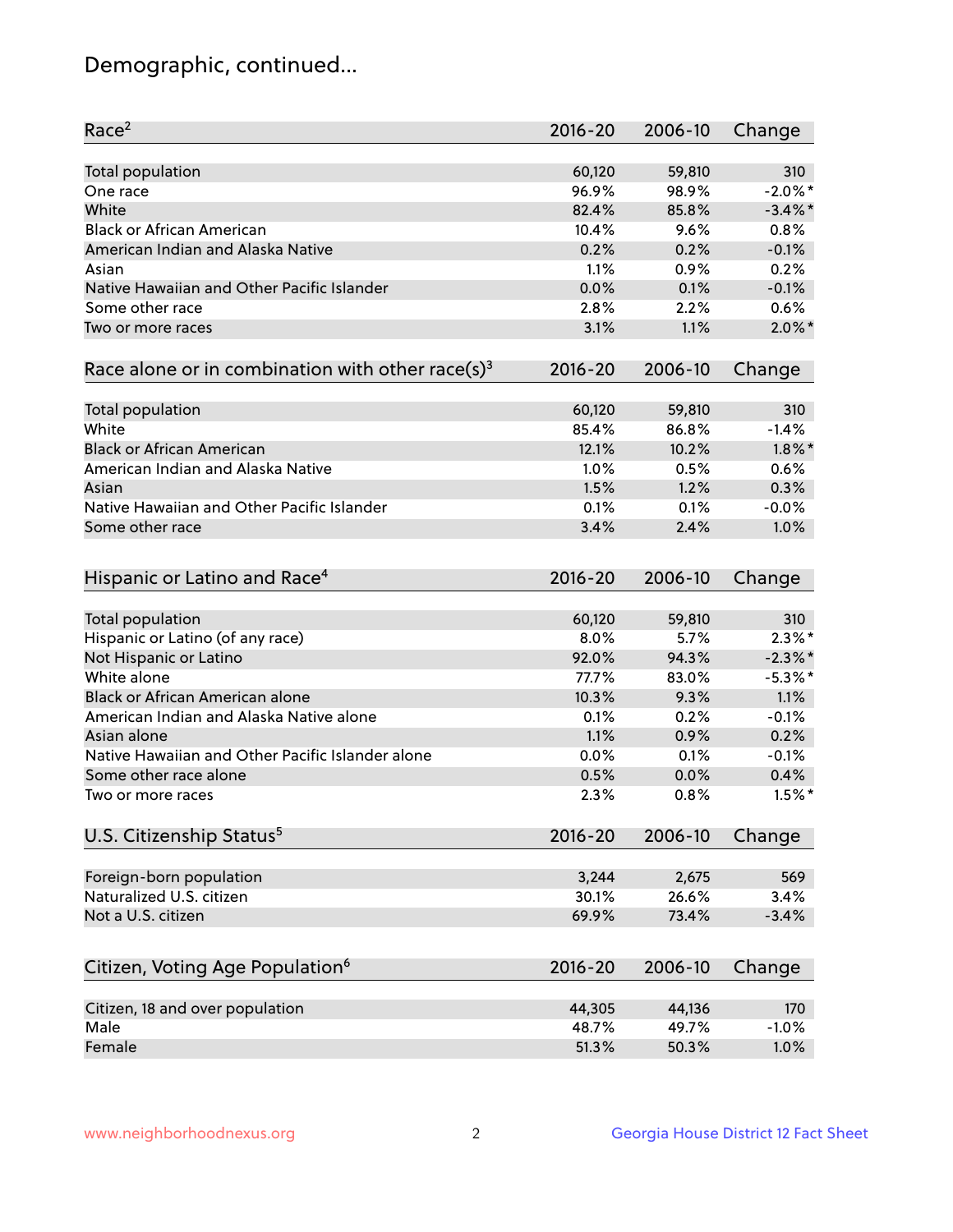# Demographic, continued...

| Race[2] | 2016-20 | 2006-10 | Change |
|---|---|---|---|
| Total population | 60,120 | 59,810 | 310 |
| One race | 96.9% | 98.9% | -2.0%* |
| White | 82.4% | 85.8% | -3.4%* |
| Black or African American | 10.4% | 9.6% | 0.8% |
| American Indian and Alaska Native | 0.2% | 0.2% | -0.1% |
| Asian | 1.1% | 0.9% | 0.2% |
| Native Hawaiian and Other Pacific Islander | 0.0% | 0.1% | -0.1% |
| Some other race | 2.8% | 2.2% | 0.6% |
| Two or more races | 3.1% | 1.1% | 2.0%* |

| Race alone or in combination with other race(s)[3] | 2016-20 | 2006-10 | Change |
|---|---|---|---|
| Total population | 60,120 | 59,810 | 310 |
| White | 85.4% | 86.8% | -1.4% |
| Black or African American | 12.1% | 10.2% | 1.8%* |
| American Indian and Alaska Native | 1.0% | 0.5% | 0.6% |
| Asian | 1.5% | 1.2% | 0.3% |
| Native Hawaiian and Other Pacific Islander | 0.1% | 0.1% | -0.0% |
| Some other race | 3.4% | 2.4% | 1.0% |

| Hispanic or Latino and Race[4] | 2016-20 | 2006-10 | Change |
|---|---|---|---|
| Total population | 60,120 | 59,810 | 310 |
| Hispanic or Latino (of any race) | 8.0% | 5.7% | 2.3%* |
| Not Hispanic or Latino | 92.0% | 94.3% | -2.3%* |
| White alone | 77.7% | 83.0% | -5.3%* |
| Black or African American alone | 10.3% | 9.3% | 1.1% |
| American Indian and Alaska Native alone | 0.1% | 0.2% | -0.1% |
| Asian alone | 1.1% | 0.9% | 0.2% |
| Native Hawaiian and Other Pacific Islander alone | 0.0% | 0.1% | -0.1% |
| Some other race alone | 0.5% | 0.0% | 0.4% |
| Two or more races | 2.3% | 0.8% | 1.5%* |

| U.S. Citizenship Status[5] | 2016-20 | 2006-10 | Change |
|---|---|---|---|
| Foreign-born population | 3,244 | 2,675 | 569 |
| Naturalized U.S. citizen | 30.1% | 26.6% | 3.4% |
| Not a U.S. citizen | 69.9% | 73.4% | -3.4% |

| Citizen, Voting Age Population[6] | 2016-20 | 2006-10 | Change |
|---|---|---|---|
| Citizen, 18 and over population | 44,305 | 44,136 | 170 |
| Male | 48.7% | 49.7% | -1.0% |
| Female | 51.3% | 50.3% | 1.0% |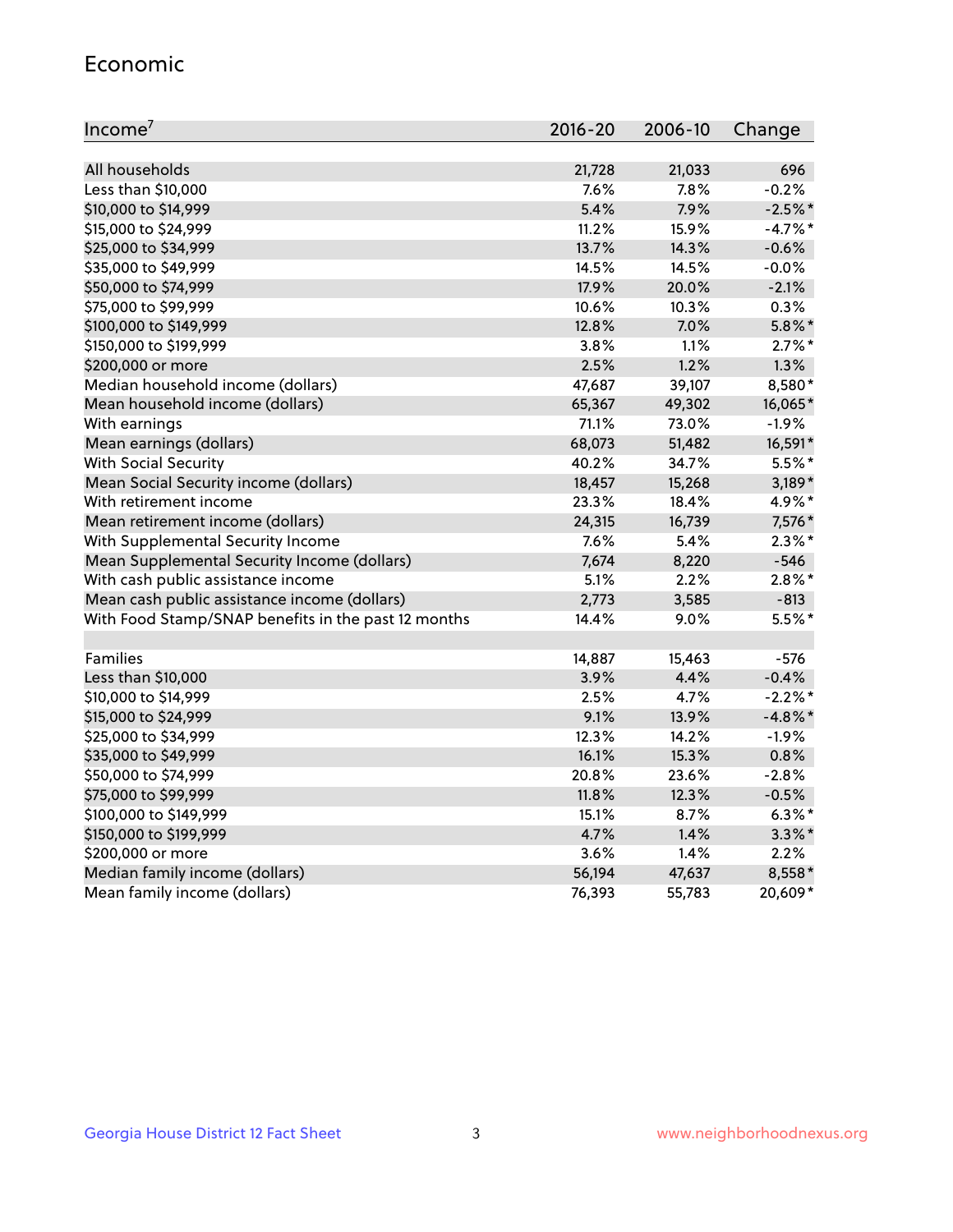## Economic

| Income[7] | 2016-20 | 2006-10 | Change |
|---|---|---|---|
| All households | 21,728 | 21,033 | 696 |
| Less than $10,000 | 7.6% | 7.8% | -0.2% |
| $10,000 to $14,999 | 5.4% | 7.9% | -2.5%* |
| $15,000 to $24,999 | 11.2% | 15.9% | -4.7%* |
| $25,000 to $34,999 | 13.7% | 14.3% | -0.6% |
| $35,000 to $49,999 | 14.5% | 14.5% | -0.0% |
| $50,000 to $74,999 | 17.9% | 20.0% | -2.1% |
| $75,000 to $99,999 | 10.6% | 10.3% | 0.3% |
| $100,000 to $149,999 | 12.8% | 7.0% | 5.8%* |
| $150,000 to $199,999 | 3.8% | 1.1% | 2.7%* |
| $200,000 or more | 2.5% | 1.2% | 1.3% |
| Median household income (dollars) | 47,687 | 39,107 | 8,580* |
| Mean household income (dollars) | 65,367 | 49,302 | 16,065* |
| With earnings | 71.1% | 73.0% | -1.9% |
| Mean earnings (dollars) | 68,073 | 51,482 | 16,591* |
| With Social Security | 40.2% | 34.7% | 5.5%* |
| Mean Social Security income (dollars) | 18,457 | 15,268 | 3,189* |
| With retirement income | 23.3% | 18.4% | 4.9%* |
| Mean retirement income (dollars) | 24,315 | 16,739 | 7,576* |
| With Supplemental Security Income | 7.6% | 5.4% | 2.3%* |
| Mean Supplemental Security Income (dollars) | 7,674 | 8,220 | -546 |
| With cash public assistance income | 5.1% | 2.2% | 2.8%* |
| Mean cash public assistance income (dollars) | 2,773 | 3,585 | -813 |
| With Food Stamp/SNAP benefits in the past 12 months | 14.4% | 9.0% | 5.5%* |
| | | | |
| Families | 14,887 | 15,463 | -576 |
| Less than $10,000 | 3.9% | 4.4% | -0.4% |
| $10,000 to $14,999 | 2.5% | 4.7% | -2.2%* |
| $15,000 to $24,999 | 9.1% | 13.9% | -4.8%* |
| $25,000 to $34,999 | 12.3% | 14.2% | -1.9% |
| $35,000 to $49,999 | 16.1% | 15.3% | 0.8% |
| $50,000 to $74,999 | 20.8% | 23.6% | -2.8% |
| $75,000 to $99,999 | 11.8% | 12.3% | -0.5% |
| $100,000 to $149,999 | 15.1% | 8.7% | 6.3%* |
| $150,000 to $199,999 | 4.7% | 1.4% | 3.3%* |
| $200,000 or more | 3.6% | 1.4% | 2.2% |
| Median family income (dollars) | 56,194 | 47,637 | 8,558* |
| Mean family income (dollars) | 76,393 | 55,783 | 20,609* |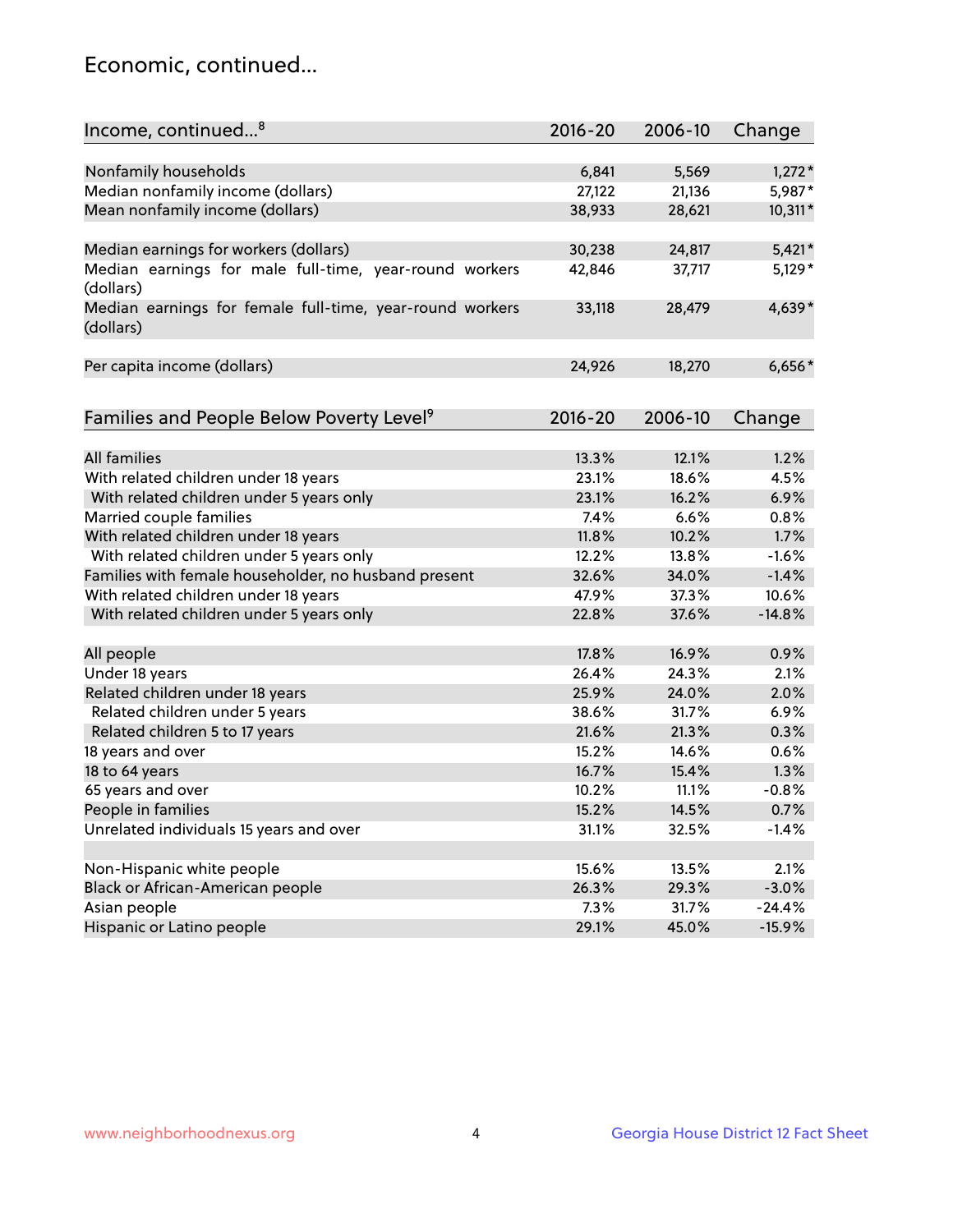## Economic, continued...

| Income, continued...[8] | 2016-20 | 2006-10 | Change |
|---|---|---|---|
| Nonfamily households | 6,841 | 5,569 | 1,272* |
| Median nonfamily income (dollars) | 27,122 | 21,136 | 5,987* |
| Mean nonfamily income (dollars) | 38,933 | 28,621 | 10,311* |
| Median earnings for workers (dollars) | 30,238 | 24,817 | 5,421* |
| Median earnings for male full-time, year-round workers (dollars) | 42,846 | 37,717 | 5,129* |
| Median earnings for female full-time, year-round workers (dollars) | 33,118 | 28,479 | 4,639* |
| Per capita income (dollars) | 24,926 | 18,270 | 6,656* |

| Families and People Below Poverty Level[9] | 2016-20 | 2006-10 | Change |
|---|---|---|---|
| All families | 13.3% | 12.1% | 1.2% |
| With related children under 18 years | 23.1% | 18.6% | 4.5% |
| With related children under 5 years only | 23.1% | 16.2% | 6.9% |
| Married couple families | 7.4% | 6.6% | 0.8% |
| With related children under 18 years | 11.8% | 10.2% | 1.7% |
| With related children under 5 years only | 12.2% | 13.8% | -1.6% |
| Families with female householder, no husband present | 32.6% | 34.0% | -1.4% |
| With related children under 18 years | 47.9% | 37.3% | 10.6% |
| With related children under 5 years only | 22.8% | 37.6% | -14.8% |
| All people | 17.8% | 16.9% | 0.9% |
| Under 18 years | 26.4% | 24.3% | 2.1% |
| Related children under 18 years | 25.9% | 24.0% | 2.0% |
| Related children under 5 years | 38.6% | 31.7% | 6.9% |
| Related children 5 to 17 years | 21.6% | 21.3% | 0.3% |
| 18 years and over | 15.2% | 14.6% | 0.6% |
| 18 to 64 years | 16.7% | 15.4% | 1.3% |
| 65 years and over | 10.2% | 11.1% | -0.8% |
| People in families | 15.2% | 14.5% | 0.7% |
| Unrelated individuals 15 years and over | 31.1% | 32.5% | -1.4% |
| Non-Hispanic white people | 15.6% | 13.5% | 2.1% |
| Black or African-American people | 26.3% | 29.3% | -3.0% |
| Asian people | 7.3% | 31.7% | -24.4% |
| Hispanic or Latino people | 29.1% | 45.0% | -15.9% |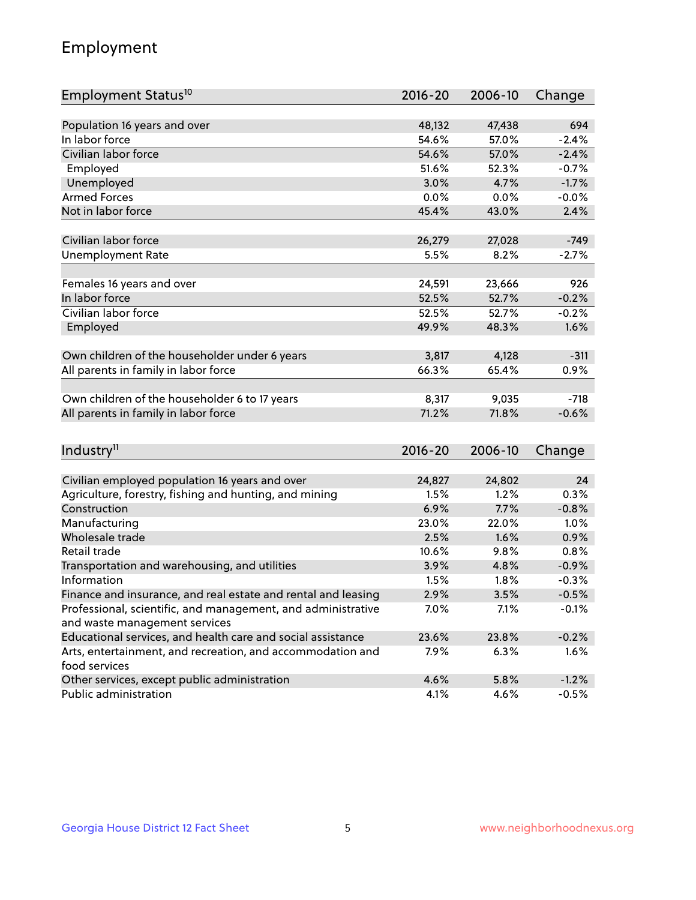## Employment

| Employment Status[10] | 2016-20 | 2006-10 | Change |
|---|---|---|---|
| Population 16 years and over | 48,132 | 47,438 | 694 |
| In labor force | 54.6% | 57.0% | -2.4% |
| Civilian labor force | 54.6% | 57.0% | -2.4% |
| Employed | 51.6% | 52.3% | -0.7% |
| Unemployed | 3.0% | 4.7% | -1.7% |
| Armed Forces | 0.0% | 0.0% | -0.0% |
| Not in labor force | 45.4% | 43.0% | 2.4% |
| | | | |
| Civilian labor force | 26,279 | 27,028 | -749 |
| Unemployment Rate | 5.5% | 8.2% | -2.7% |
| | | | |
| Females 16 years and over | 24,591 | 23,666 | 926 |
| In labor force | 52.5% | 52.7% | -0.2% |
| Civilian labor force | 52.5% | 52.7% | -0.2% |
| Employed | 49.9% | 48.3% | 1.6% |
| | | | |
| Own children of the householder under 6 years | 3,817 | 4,128 | -311 |
| All parents in family in labor force | 66.3% | 65.4% | 0.9% |
| | | | |
| Own children of the householder 6 to 17 years | 8,317 | 9,035 | -718 |
| All parents in family in labor force | 71.2% | 71.8% | -0.6% |

| Industry[11] | 2016-20 | 2006-10 | Change |
|---|---|---|---|
| Civilian employed population 16 years and over | 24,827 | 24,802 | 24 |
| Agriculture, forestry, fishing and hunting, and mining | 1.5% | 1.2% | 0.3% |
| Construction | 6.9% | 7.7% | -0.8% |
| Manufacturing | 23.0% | 22.0% | 1.0% |
| Wholesale trade | 2.5% | 1.6% | 0.9% |
| Retail trade | 10.6% | 9.8% | 0.8% |
| Transportation and warehousing, and utilities | 3.9% | 4.8% | -0.9% |
| Information | 1.5% | 1.8% | -0.3% |
| Finance and insurance, and real estate and rental and leasing | 2.9% | 3.5% | -0.5% |
| Professional, scientific, and management, and administrative and waste management services | 7.0% | 7.1% | -0.1% |
| Educational services, and health care and social assistance | 23.6% | 23.8% | -0.2% |
| Arts, entertainment, and recreation, and accommodation and food services | 7.9% | 6.3% | 1.6% |
| Other services, except public administration | 4.6% | 5.8% | -1.2% |
| Public administration | 4.1% | 4.6% | -0.5% |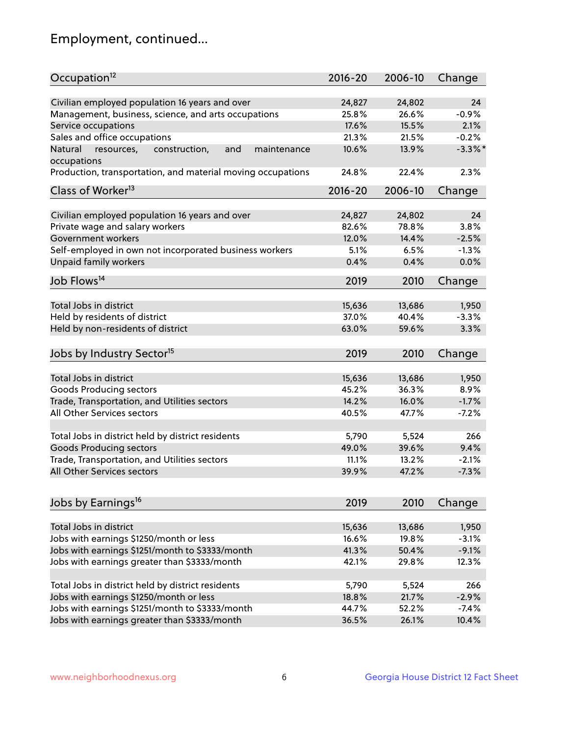## Employment, continued...

| Occupation[12] | 2016-20 | 2006-10 | Change |
|---|---|---|---|
| Civilian employed population 16 years and over | 24,827 | 24,802 | 24 |
| Management, business, science, and arts occupations | 25.8% | 26.6% | -0.9% |
| Service occupations | 17.6% | 15.5% | 2.1% |
| Sales and office occupations | 21.3% | 21.5% | -0.2% |
| Natural resources, construction, and maintenance occupations | 10.6% | 13.9% | -3.3%* |
| Production, transportation, and material moving occupations | 24.8% | 22.4% | 2.3% |

| Class of Worker[13] | 2016-20 | 2006-10 | Change |
|---|---|---|---|
| Civilian employed population 16 years and over | 24,827 | 24,802 | 24 |
| Private wage and salary workers | 82.6% | 78.8% | 3.8% |
| Government workers | 12.0% | 14.4% | -2.5% |
| Self-employed in own not incorporated business workers | 5.1% | 6.5% | -1.3% |
| Unpaid family workers | 0.4% | 0.4% | 0.0% |

| Job Flows[14] | 2019 | 2010 | Change |
|---|---|---|---|
| Total Jobs in district | 15,636 | 13,686 | 1,950 |
| Held by residents of district | 37.0% | 40.4% | -3.3% |
| Held by non-residents of district | 63.0% | 59.6% | 3.3% |

| Jobs by Industry Sector[15] | 2019 | 2010 | Change |
|---|---|---|---|
| Total Jobs in district | 15,636 | 13,686 | 1,950 |
| Goods Producing sectors | 45.2% | 36.3% | 8.9% |
| Trade, Transportation, and Utilities sectors | 14.2% | 16.0% | -1.7% |
| All Other Services sectors | 40.5% | 47.7% | -7.2% |
| | | | |
| Total Jobs in district held by district residents | 5,790 | 5,524 | 266 |
| Goods Producing sectors | 49.0% | 39.6% | 9.4% |
| Trade, Transportation, and Utilities sectors | 11.1% | 13.2% | -2.1% |
| All Other Services sectors | 39.9% | 47.2% | -7.3% |

| Jobs by Earnings[16] | 2019 | 2010 | Change |
|---|---|---|---|
| Total Jobs in district | 15,636 | 13,686 | 1,950 |
| Jobs with earnings $1250/month or less | 16.6% | 19.8% | -3.1% |
| Jobs with earnings $1251/month to $3333/month | 41.3% | 50.4% | -9.1% |
| Jobs with earnings greater than $3333/month | 42.1% | 29.8% | 12.3% |
| | | | |
| Total Jobs in district held by district residents | 5,790 | 5,524 | 266 |
| Jobs with earnings $1250/month or less | 18.8% | 21.7% | -2.9% |
| Jobs with earnings $1251/month to $3333/month | 44.7% | 52.2% | -7.4% |
| Jobs with earnings greater than $3333/month | 36.5% | 26.1% | 10.4% |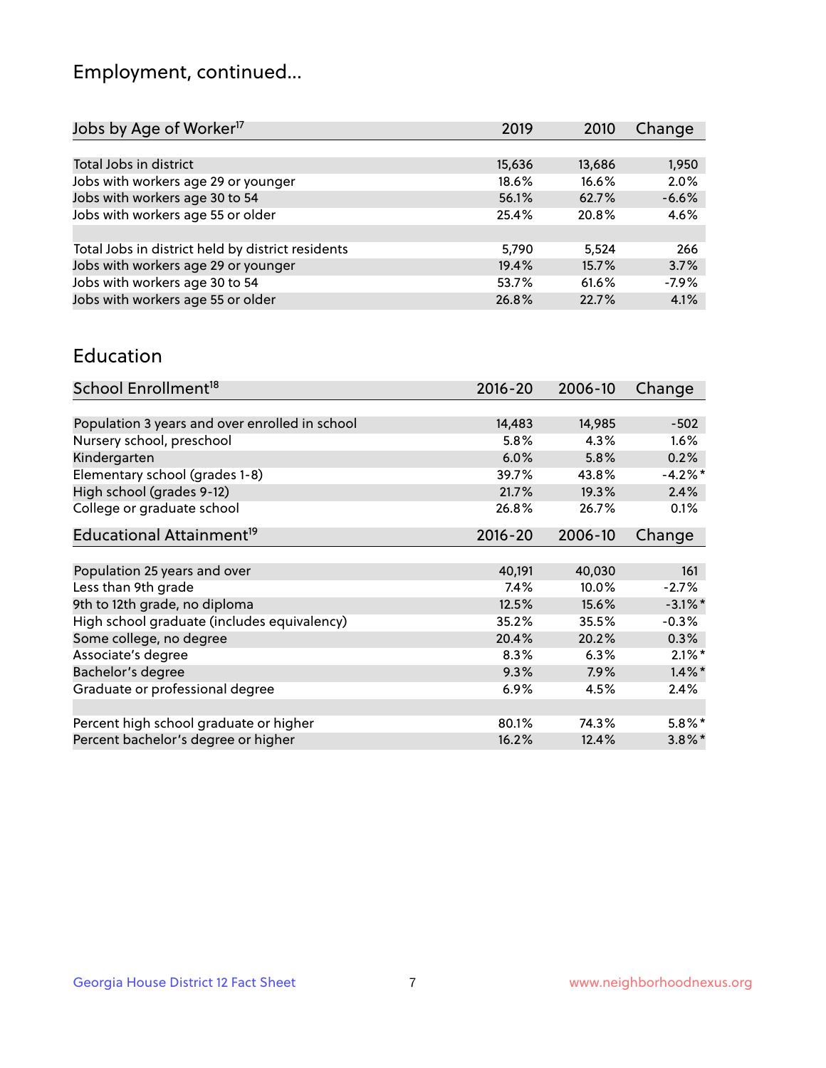# Employment, continued...

| Jobs by Age of Worker[17] | 2019 | 2010 | Change |
|---|---|---|---|
| Total Jobs in district | 15,636 | 13,686 | 1,950 |
| Jobs with workers age 29 or younger | 18.6% | 16.6% | 2.0% |
| Jobs with workers age 30 to 54 | 56.1% | 62.7% | -6.6% |
| Jobs with workers age 55 or older | 25.4% | 20.8% | 4.6% |
| | | | |
| Total Jobs in district held by district residents | 5,790 | 5,524 | 266 |
| Jobs with workers age 29 or younger | 19.4% | 15.7% | 3.7% |
| Jobs with workers age 30 to 54 | 53.7% | 61.6% | -7.9% |
| Jobs with workers age 55 or older | 26.8% | 22.7% | 4.1% |

## Education

| School Enrollment[18] | 2016-20 | 2006-10 | Change |
|---|---|---|---|
| Population 3 years and over enrolled in school | 14,483 | 14,985 | -502 |
| Nursery school, preschool | 5.8% | 4.3% | 1.6% |
| Kindergarten | 6.0% | 5.8% | 0.2% |
| Elementary school (grades 1-8) | 39.7% | 43.8% | -4.2%* |
| High school (grades 9-12) | 21.7% | 19.3% | 2.4% |
| College or graduate school | 26.8% | 26.7% | 0.1% |

| Educational Attainment[19] | 2016-20 | 2006-10 | Change |
|---|---|---|---|
| Population 25 years and over | 40,191 | 40,030 | 161 |
| Less than 9th grade | 7.4% | 10.0% | -2.7% |
| 9th to 12th grade, no diploma | 12.5% | 15.6% | -3.1%* |
| High school graduate (includes equivalency) | 35.2% | 35.5% | -0.3% |
| Some college, no degree | 20.4% | 20.2% | 0.3% |
| Associate's degree | 8.3% | 6.3% | 2.1%* |
| Bachelor's degree | 9.3% | 7.9% | 1.4%* |
| Graduate or professional degree | 6.9% | 4.5% | 2.4% |
| | | | |
| Percent high school graduate or higher | 80.1% | 74.3% | 5.8%* |
| Percent bachelor's degree or higher | 16.2% | 12.4% | 3.8%* |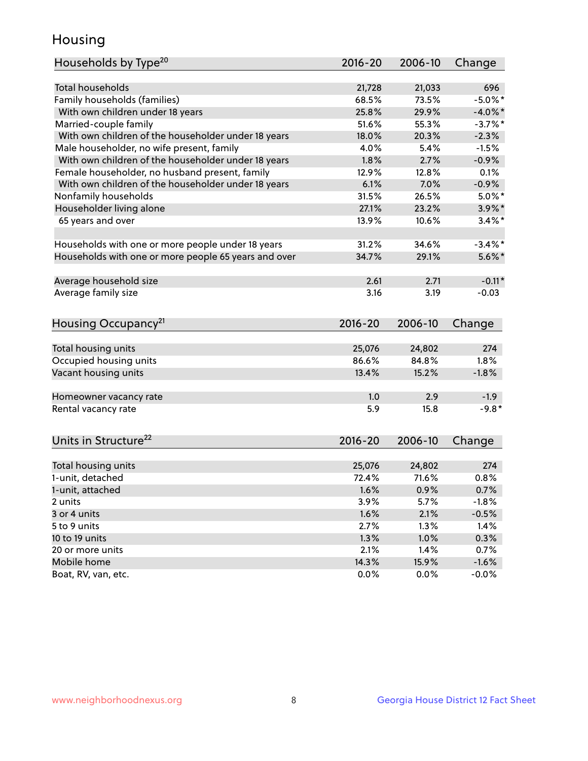## Housing

| Households by Type[20] | 2016-20 | 2006-10 | Change |
|---|---|---|---|
| Total households | 21,728 | 21,033 | 696 |
| Family households (families) | 68.5% | 73.5% | -5.0%* |
| With own children under 18 years | 25.8% | 29.9% | -4.0%* |
| Married-couple family | 51.6% | 55.3% | -3.7%* |
| With own children of the householder under 18 years | 18.0% | 20.3% | -2.3% |
| Male householder, no wife present, family | 4.0% | 5.4% | -1.5% |
| With own children of the householder under 18 years | 1.8% | 2.7% | -0.9% |
| Female householder, no husband present, family | 12.9% | 12.8% | 0.1% |
| With own children of the householder under 18 years | 6.1% | 7.0% | -0.9% |
| Nonfamily households | 31.5% | 26.5% | 5.0%* |
| Householder living alone | 27.1% | 23.2% | 3.9%* |
| 65 years and over | 13.9% | 10.6% | 3.4%* |
| | | | |
| Households with one or more people under 18 years | 31.2% | 34.6% | -3.4%* |
| Households with one or more people 65 years and over | 34.7% | 29.1% | 5.6%* |
| | | | |
| Average household size | 2.61 | 2.71 | -0.11* |
| Average family size | 3.16 | 3.19 | -0.03 |

| Housing Occupancy[21] | 2016-20 | 2006-10 | Change |
|---|---|---|---|
| Total housing units | 25,076 | 24,802 | 274 |
| Occupied housing units | 86.6% | 84.8% | 1.8% |
| Vacant housing units | 13.4% | 15.2% | -1.8% |
| | | | |
| Homeowner vacancy rate | 1.0 | 2.9 | -1.9 |
| Rental vacancy rate | 5.9 | 15.8 | -9.8* |

| Units in Structure[22] | 2016-20 | 2006-10 | Change |
|---|---|---|---|
| Total housing units | 25,076 | 24,802 | 274 |
| 1-unit, detached | 72.4% | 71.6% | 0.8% |
| 1-unit, attached | 1.6% | 0.9% | 0.7% |
| 2 units | 3.9% | 5.7% | -1.8% |
| 3 or 4 units | 1.6% | 2.1% | -0.5% |
| 5 to 9 units | 2.7% | 1.3% | 1.4% |
| 10 to 19 units | 1.3% | 1.0% | 0.3% |
| 20 or more units | 2.1% | 1.4% | 0.7% |
| Mobile home | 14.3% | 15.9% | -1.6% |
| Boat, RV, van, etc. | 0.0% | 0.0% | -0.0% |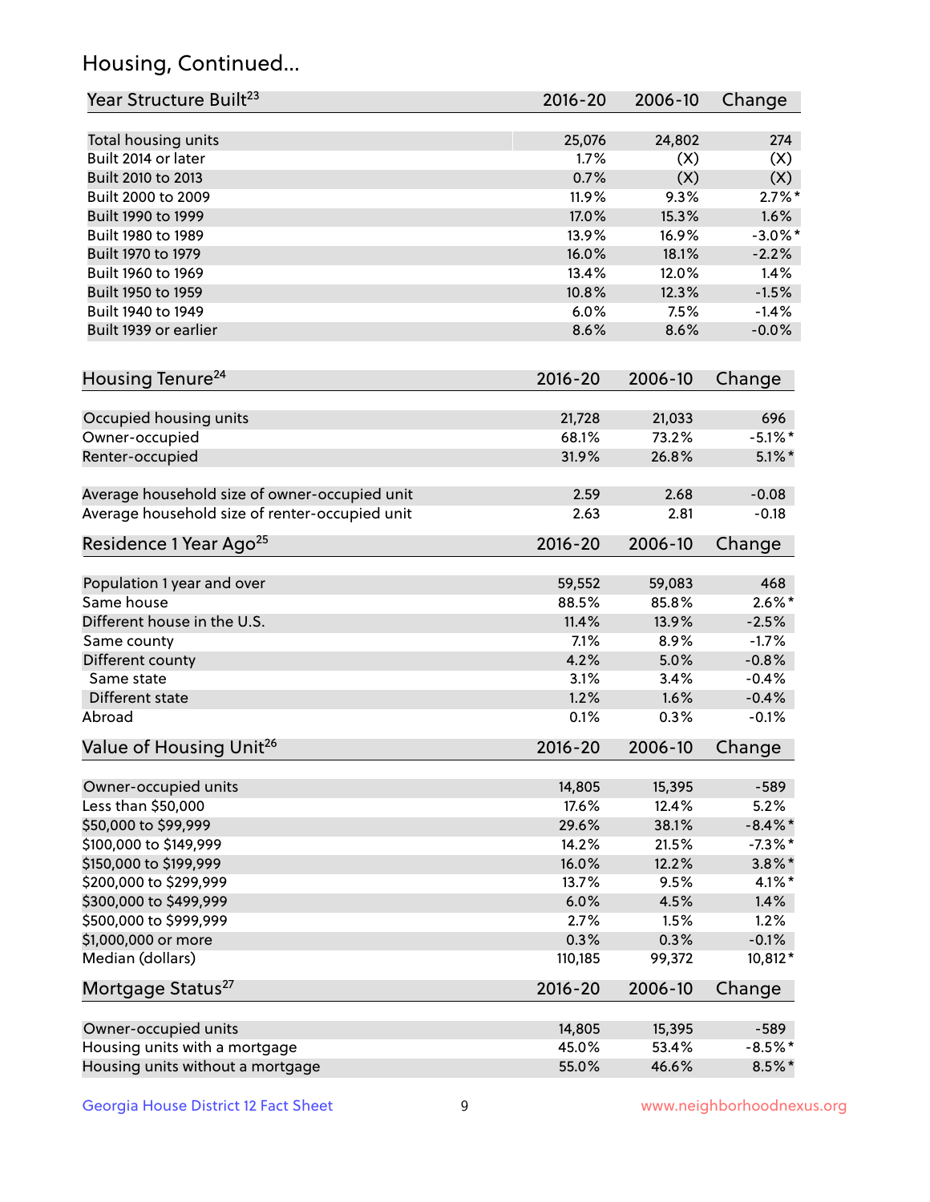## Housing, Continued...

| Year Structure Built[23] | 2016-20 | 2006-10 | Change |
|---|---|---|---|
| Total housing units | 25,076 | 24,802 | 274 |
| Built 2014 or later | 1.7% | (X) | (X) |
| Built 2010 to 2013 | 0.7% | (X) | (X) |
| Built 2000 to 2009 | 11.9% | 9.3% | 2.7%* |
| Built 1990 to 1999 | 17.0% | 15.3% | 1.6% |
| Built 1980 to 1989 | 13.9% | 16.9% | -3.0%* |
| Built 1970 to 1979 | 16.0% | 18.1% | -2.2% |
| Built 1960 to 1969 | 13.4% | 12.0% | 1.4% |
| Built 1950 to 1959 | 10.8% | 12.3% | -1.5% |
| Built 1940 to 1949 | 6.0% | 7.5% | -1.4% |
| Built 1939 or earlier | 8.6% | 8.6% | -0.0% |

| Housing Tenure[24] | 2016-20 | 2006-10 | Change |
|---|---|---|---|
| Occupied housing units | 21,728 | 21,033 | 696 |
| Owner-occupied | 68.1% | 73.2% | -5.1%* |
| Renter-occupied | 31.9% | 26.8% | 5.1%* |
| Average household size of owner-occupied unit | 2.59 | 2.68 | -0.08 |
| Average household size of renter-occupied unit | 2.63 | 2.81 | -0.18 |

| Residence 1 Year Ago[25] | 2016-20 | 2006-10 | Change |
|---|---|---|---|
| Population 1 year and over | 59,552 | 59,083 | 468 |
| Same house | 88.5% | 85.8% | 2.6%* |
| Different house in the U.S. | 11.4% | 13.9% | -2.5% |
| Same county | 7.1% | 8.9% | -1.7% |
| Different county | 4.2% | 5.0% | -0.8% |
| Same state | 3.1% | 3.4% | -0.4% |
| Different state | 1.2% | 1.6% | -0.4% |
| Abroad | 0.1% | 0.3% | -0.1% |

| Value of Housing Unit[26] | 2016-20 | 2006-10 | Change |
|---|---|---|---|
| Owner-occupied units | 14,805 | 15,395 | -589 |
| Less than $50,000 | 17.6% | 12.4% | 5.2% |
| $50,000 to $99,999 | 29.6% | 38.1% | -8.4%* |
| $100,000 to $149,999 | 14.2% | 21.5% | -7.3%* |
| $150,000 to $199,999 | 16.0% | 12.2% | 3.8%* |
| $200,000 to $299,999 | 13.7% | 9.5% | 4.1%* |
| $300,000 to $499,999 | 6.0% | 4.5% | 1.4% |
| $500,000 to $999,999 | 2.7% | 1.5% | 1.2% |
| $1,000,000 or more | 0.3% | 0.3% | -0.1% |
| Median (dollars) | 110,185 | 99,372 | 10,812* |

| Mortgage Status[27] | 2016-20 | 2006-10 | Change |
|---|---|---|---|
| Owner-occupied units | 14,805 | 15,395 | -589 |
| Housing units with a mortgage | 45.0% | 53.4% | -8.5%* |
| Housing units without a mortgage | 55.0% | 46.6% | 8.5%* |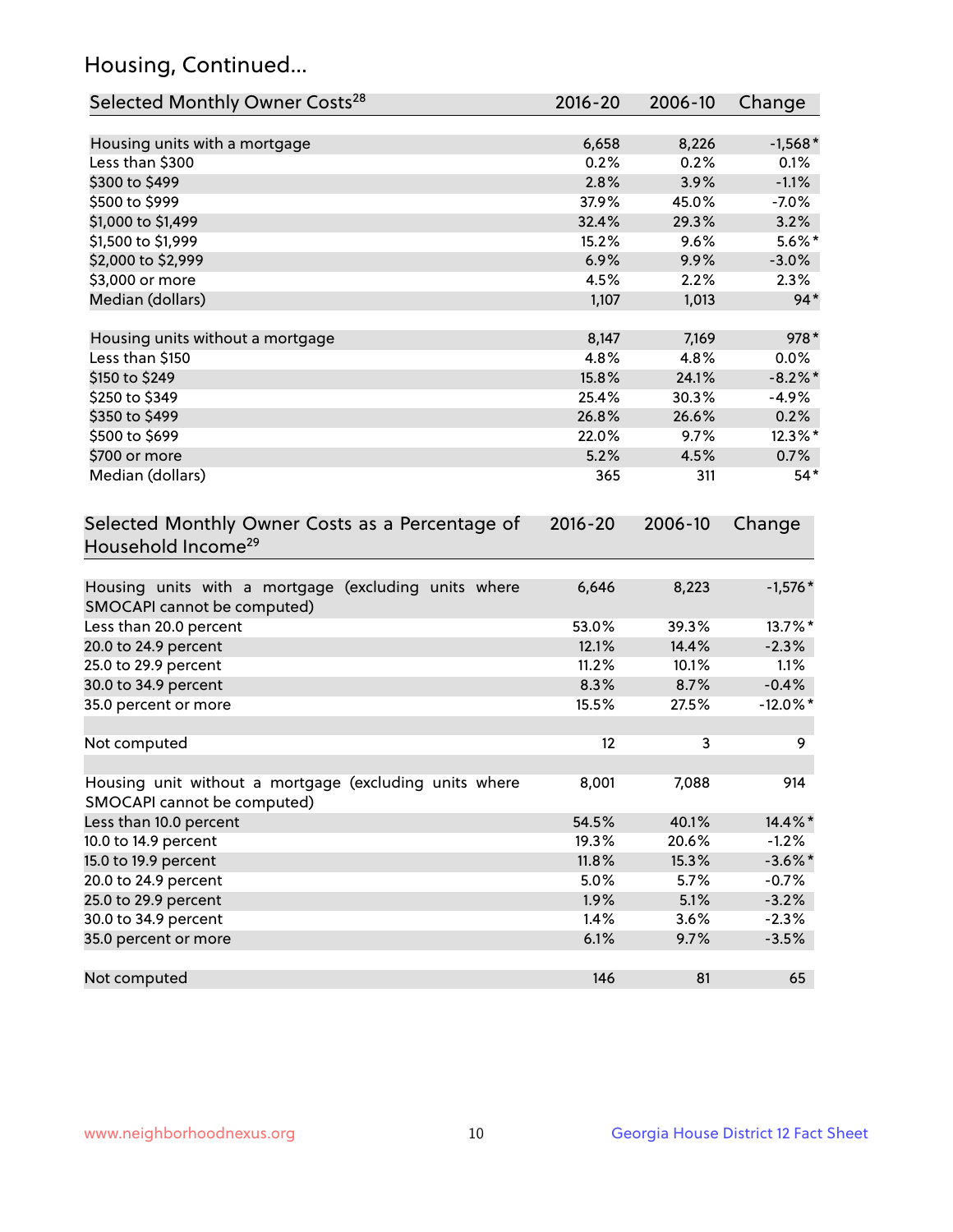## Housing, Continued...

| Selected Monthly Owner Costs[28] | 2016-20 | 2006-10 | Change |
|---|---|---|---|
| Housing units with a mortgage | 6,658 | 8,226 | -1,568* |
| Less than $300 | 0.2% | 0.2% | 0.1% |
| $300 to $499 | 2.8% | 3.9% | -1.1% |
| $500 to $999 | 37.9% | 45.0% | -7.0% |
| $1,000 to $1,499 | 32.4% | 29.3% | 3.2% |
| $1,500 to $1,999 | 15.2% | 9.6% | 5.6%* |
| $2,000 to $2,999 | 6.9% | 9.9% | -3.0% |
| $3,000 or more | 4.5% | 2.2% | 2.3% |
| Median (dollars) | 1,107 | 1,013 | 94* |
| | | | |
| Housing units without a mortgage | 8,147 | 7,169 | 978* |
| Less than $150 | 4.8% | 4.8% | 0.0% |
| $150 to $249 | 15.8% | 24.1% | -8.2%* |
| $250 to $349 | 25.4% | 30.3% | -4.9% |
| $350 to $499 | 26.8% | 26.6% | 0.2% |
| $500 to $699 | 22.0% | 9.7% | 12.3%* |
| $700 or more | 5.2% | 4.5% | 0.7% |
| Median (dollars) | 365 | 311 | 54* |

| Selected Monthly Owner Costs as a Percentage of Household Income[29] | 2016-20 | 2006-10 | Change |
|---|---|---|---|
| Housing units with a mortgage (excluding units where SMOCAPI cannot be computed) | 6,646 | 8,223 | -1,576* |
| Less than 20.0 percent | 53.0% | 39.3% | 13.7%* |
| 20.0 to 24.9 percent | 12.1% | 14.4% | -2.3% |
| 25.0 to 29.9 percent | 11.2% | 10.1% | 1.1% |
| 30.0 to 34.9 percent | 8.3% | 8.7% | -0.4% |
| 35.0 percent or more | 15.5% | 27.5% | -12.0%* |
| | | | |
| Not computed | 12 | 3 | 9 |
| | | | |
| Housing unit without a mortgage (excluding units where SMOCAPI cannot be computed) | 8,001 | 7,088 | 914 |
| Less than 10.0 percent | 54.5% | 40.1% | 14.4%* |
| 10.0 to 14.9 percent | 19.3% | 20.6% | -1.2% |
| 15.0 to 19.9 percent | 11.8% | 15.3% | -3.6%* |
| 20.0 to 24.9 percent | 5.0% | 5.7% | -0.7% |
| 25.0 to 29.9 percent | 1.9% | 5.1% | -3.2% |
| 30.0 to 34.9 percent | 1.4% | 3.6% | -2.3% |
| 35.0 percent or more | 6.1% | 9.7% | -3.5% |
| | | | |
| Not computed | 146 | 81 | 65 |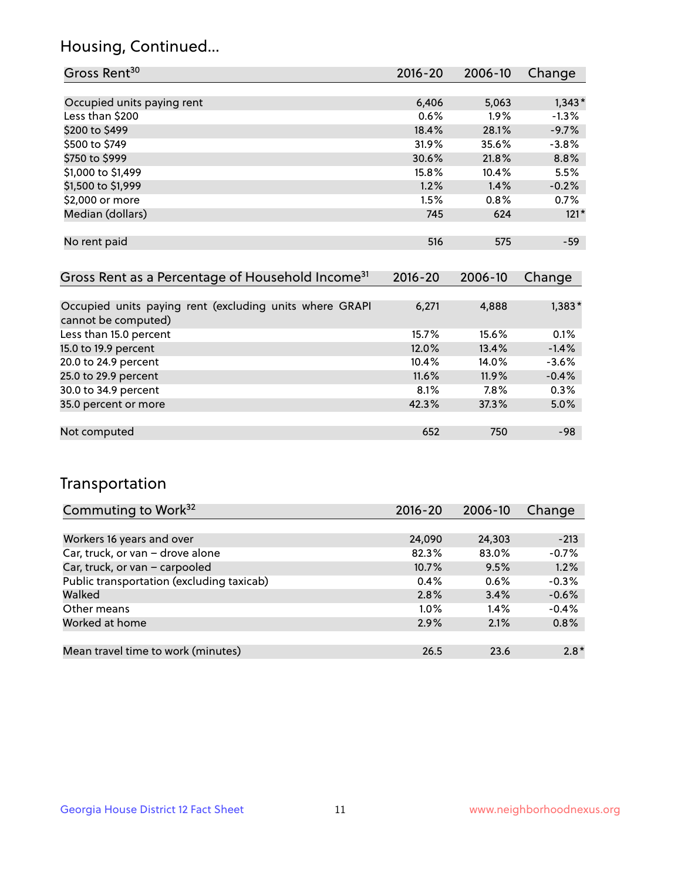## Housing, Continued...

| Gross Rent[30] | 2016-20 | 2006-10 | Change |
|---|---|---|---|
| Occupied units paying rent | 6,406 | 5,063 | 1,343* |
| Less than $200 | 0.6% | 1.9% | -1.3% |
| $200 to $499 | 18.4% | 28.1% | -9.7% |
| $500 to $749 | 31.9% | 35.6% | -3.8% |
| $750 to $999 | 30.6% | 21.8% | 8.8% |
| $1,000 to $1,499 | 15.8% | 10.4% | 5.5% |
| $1,500 to $1,999 | 1.2% | 1.4% | -0.2% |
| $2,000 or more | 1.5% | 0.8% | 0.7% |
| Median (dollars) | 745 | 624 | 121* |
| No rent paid | 516 | 575 | -59 |

| Gross Rent as a Percentage of Household Income[31] | 2016-20 | 2006-10 | Change |
|---|---|---|---|
| Occupied units paying rent (excluding units where GRAPI cannot be computed) | 6,271 | 4,888 | 1,383* |
| Less than 15.0 percent | 15.7% | 15.6% | 0.1% |
| 15.0 to 19.9 percent | 12.0% | 13.4% | -1.4% |
| 20.0 to 24.9 percent | 10.4% | 14.0% | -3.6% |
| 25.0 to 29.9 percent | 11.6% | 11.9% | -0.4% |
| 30.0 to 34.9 percent | 8.1% | 7.8% | 0.3% |
| 35.0 percent or more | 42.3% | 37.3% | 5.0% |
| Not computed | 652 | 750 | -98 |

## Transportation

| Commuting to Work[32] | 2016-20 | 2006-10 | Change |
|---|---|---|---|
| Workers 16 years and over | 24,090 | 24,303 | -213 |
| Car, truck, or van – drove alone | 82.3% | 83.0% | -0.7% |
| Car, truck, or van – carpooled | 10.7% | 9.5% | 1.2% |
| Public transportation (excluding taxicab) | 0.4% | 0.6% | -0.3% |
| Walked | 2.8% | 3.4% | -0.6% |
| Other means | 1.0% | 1.4% | -0.4% |
| Worked at home | 2.9% | 2.1% | 0.8% |
| Mean travel time to work (minutes) | 26.5 | 23.6 | 2.8* |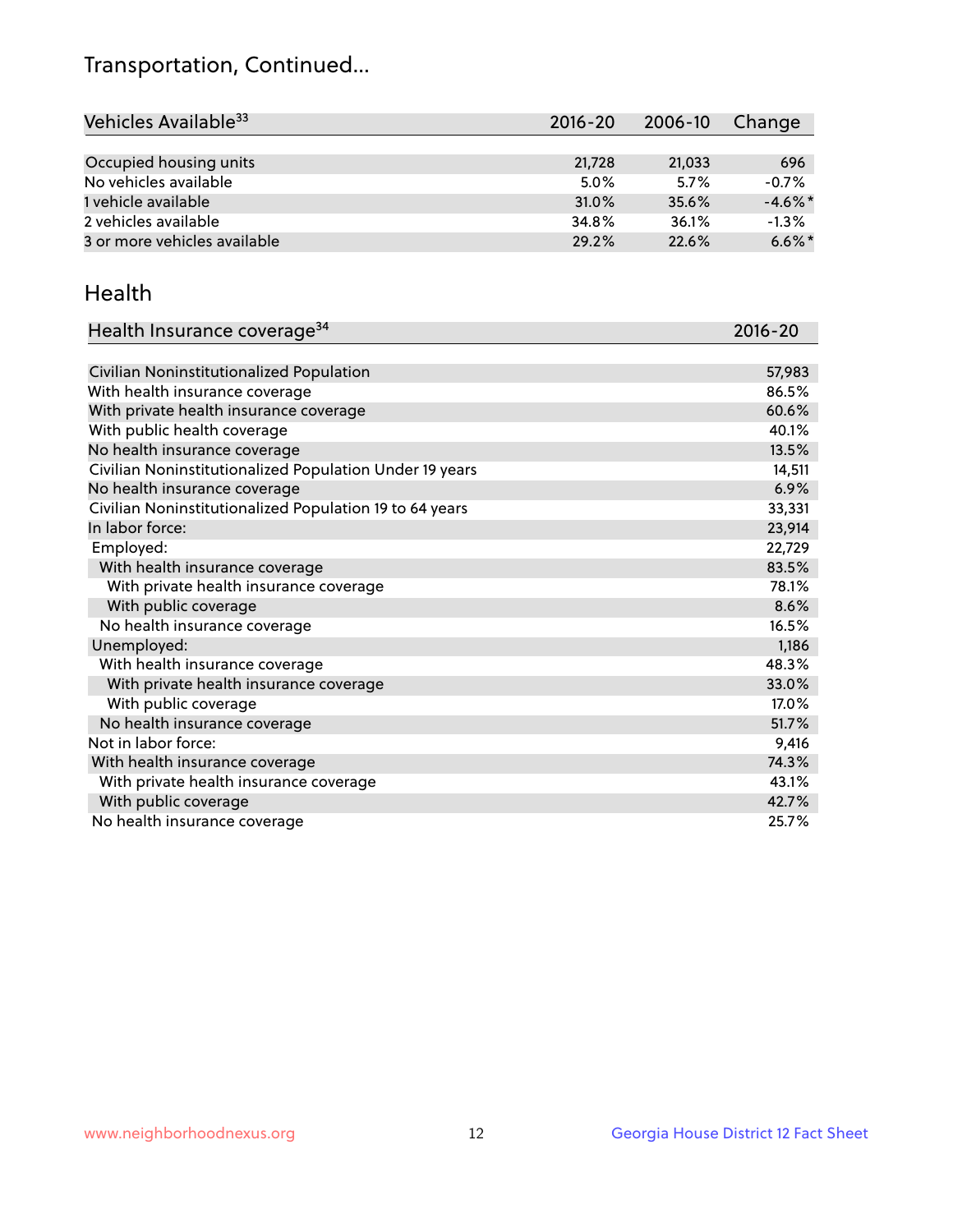## Transportation, Continued...

| Vehicles Available[33] | 2016-20 | 2006-10 | Change |
|---|---|---|---|
| Occupied housing units | 21,728 | 21,033 | 696 |
| No vehicles available | 5.0% | 5.7% | -0.7% |
| 1 vehicle available | 31.0% | 35.6% | -4.6%* |
| 2 vehicles available | 34.8% | 36.1% | -1.3% |
| 3 or more vehicles available | 29.2% | 22.6% | 6.6%* |

## Health

| Health Insurance coverage[34] | 2016-20 |
|---|---|
| Civilian Noninstitutionalized Population | 57,983 |
| With health insurance coverage | 86.5% |
| With private health insurance coverage | 60.6% |
| With public health coverage | 40.1% |
| No health insurance coverage | 13.5% |
| Civilian Noninstitutionalized Population Under 19 years | 14,511 |
| No health insurance coverage | 6.9% |
| Civilian Noninstitutionalized Population 19 to 64 years | 33,331 |
| In labor force: | 23,914 |
| Employed: | 22,729 |
| With health insurance coverage | 83.5% |
| With private health insurance coverage | 78.1% |
| With public coverage | 8.6% |
| No health insurance coverage | 16.5% |
| Unemployed: | 1,186 |
| With health insurance coverage | 48.3% |
| With private health insurance coverage | 33.0% |
| With public coverage | 17.0% |
| No health insurance coverage | 51.7% |
| Not in labor force: | 9,416 |
| With health insurance coverage | 74.3% |
| With private health insurance coverage | 43.1% |
| With public coverage | 42.7% |
| No health insurance coverage | 25.7% |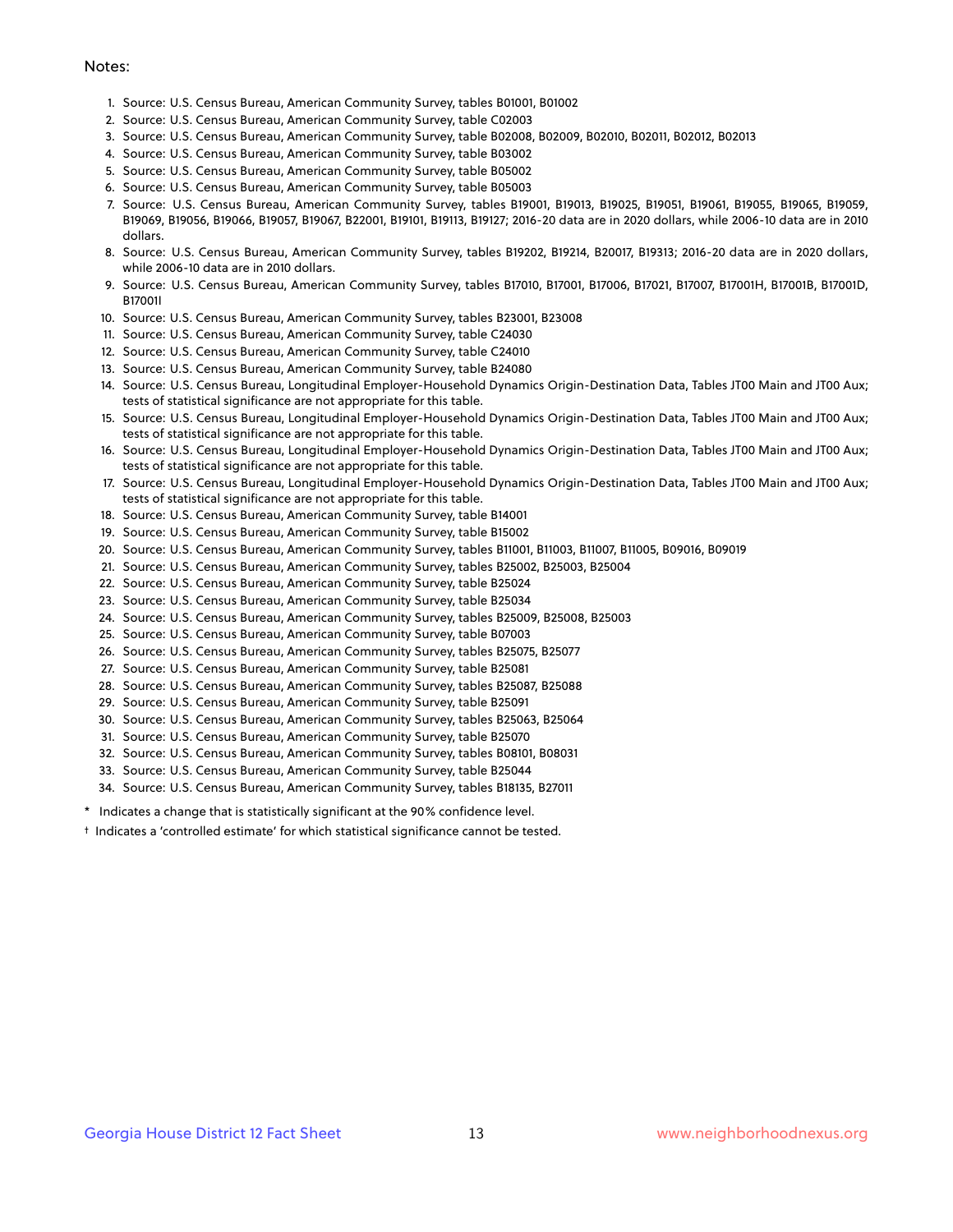Notes:

1. Source: U.S. Census Bureau, American Community Survey, tables B01001, B01002
2. Source: U.S. Census Bureau, American Community Survey, table C02003
3. Source: U.S. Census Bureau, American Community Survey, table B02008, B02009, B02010, B02011, B02012, B02013
4. Source: U.S. Census Bureau, American Community Survey, table B03002
5. Source: U.S. Census Bureau, American Community Survey, table B05002
6. Source: U.S. Census Bureau, American Community Survey, table B05003
7. Source: U.S. Census Bureau, American Community Survey, tables B19001, B19013, B19025, B19051, B19061, B19055, B19065, B19059, B19069, B19056, B19066, B19057, B19067, B22001, B19101, B19113, B19127; 2016-20 data are in 2020 dollars, while 2006-10 data are in 2010 dollars.
8. Source: U.S. Census Bureau, American Community Survey, tables B19202, B19214, B20017, B19313; 2016-20 data are in 2020 dollars, while 2006-10 data are in 2010 dollars.
9. Source: U.S. Census Bureau, American Community Survey, tables B17010, B17001, B17006, B17021, B17007, B17001H, B17001B, B17001D, B17001I
10. Source: U.S. Census Bureau, American Community Survey, tables B23001, B23008
11. Source: U.S. Census Bureau, American Community Survey, table C24030
12. Source: U.S. Census Bureau, American Community Survey, table C24010
13. Source: U.S. Census Bureau, American Community Survey, table B24080
14. Source: U.S. Census Bureau, Longitudinal Employer-Household Dynamics Origin-Destination Data, Tables JT00 Main and JT00 Aux; tests of statistical significance are not appropriate for this table.
15. Source: U.S. Census Bureau, Longitudinal Employer-Household Dynamics Origin-Destination Data, Tables JT00 Main and JT00 Aux; tests of statistical significance are not appropriate for this table.
16. Source: U.S. Census Bureau, Longitudinal Employer-Household Dynamics Origin-Destination Data, Tables JT00 Main and JT00 Aux; tests of statistical significance are not appropriate for this table.
17. Source: U.S. Census Bureau, Longitudinal Employer-Household Dynamics Origin-Destination Data, Tables JT00 Main and JT00 Aux; tests of statistical significance are not appropriate for this table.
18. Source: U.S. Census Bureau, American Community Survey, table B14001
19. Source: U.S. Census Bureau, American Community Survey, table B15002
20. Source: U.S. Census Bureau, American Community Survey, tables B11001, B11003, B11007, B11005, B09016, B09019
21. Source: U.S. Census Bureau, American Community Survey, tables B25002, B25003, B25004
22. Source: U.S. Census Bureau, American Community Survey, table B25024
23. Source: U.S. Census Bureau, American Community Survey, table B25034
24. Source: U.S. Census Bureau, American Community Survey, tables B25009, B25008, B25003
25. Source: U.S. Census Bureau, American Community Survey, table B07003
26. Source: U.S. Census Bureau, American Community Survey, tables B25075, B25077
27. Source: U.S. Census Bureau, American Community Survey, table B25081
28. Source: U.S. Census Bureau, American Community Survey, tables B25087, B25088
29. Source: U.S. Census Bureau, American Community Survey, table B25091
30. Source: U.S. Census Bureau, American Community Survey, tables B25063, B25064
31. Source: U.S. Census Bureau, American Community Survey, table B25070
32. Source: U.S. Census Bureau, American Community Survey, tables B08101, B08031
33. Source: U.S. Census Bureau, American Community Survey, table B25044
34. Source: U.S. Census Bureau, American Community Survey, tables B18135, B27011

\* Indicates a change that is statistically significant at the 90% confidence level.

† Indicates a 'controlled estimate' for which statistical significance cannot be tested.